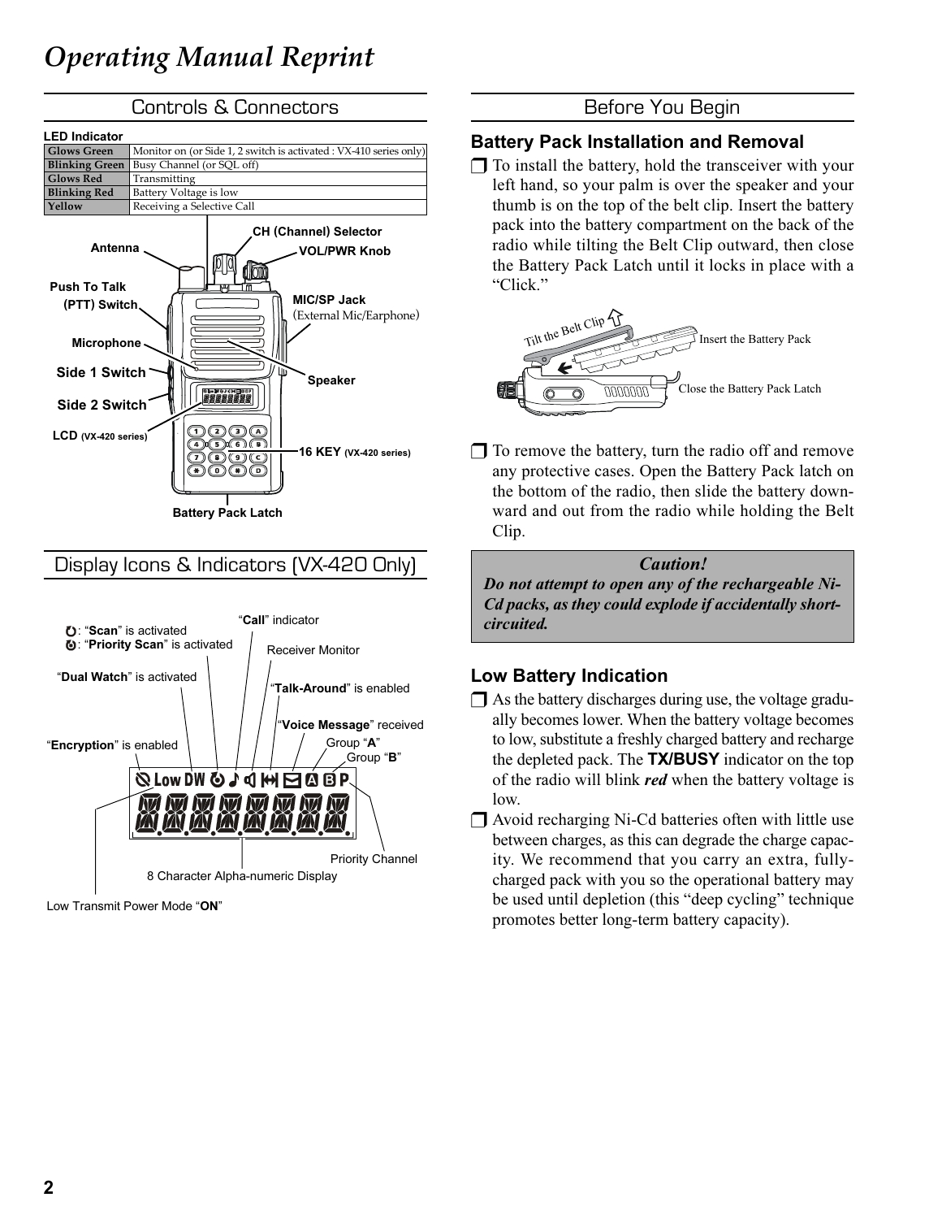# Operating Manual Reprint

## Controls & Connectors

**LED Indicator**

| | |
|---|---|
| Glows Green | Monitor on (or Side 1, 2 switch is activated : VX-410 series only) |
| Blinking Green | Busy Channel (or SQL off) |
| Glows Red | Transmitting |
| Blinking Red | Battery Voltage is low |
| Yellow | Receiving a Selective Call |

Antenna
CH (Channel) Selector
VOL/PWR Knob
Push To Talk (PTT) Switch
MIC/SP Jack (External Mic/Earphone)
Microphone
Side 1 Switch
Speaker
Side 2 Switch
LCD (VX-420 series)
16 KEY (VX-420 series)
Battery Pack Latch

## Display Icons & Indicators (VX-420 Only)

: "**Scan**" is activated
: "**Priority Scan**" is activated
"**Call**" indicator
Receiver Monitor
"**Dual Watch**" is activated
"**Talk-Around**" is enabled
"**Voice Message**" received
"**Encryption**" is enabled
Group "**A**"
Group "**B**"
Priority Channel
8 Character Alpha-numeric Display
Low Transmit Power Mode "**ON**"

## Before You Begin

### Battery Pack Installation and Removal

- To install the battery, hold the transceiver with your left hand, so your palm is over the speaker and your thumb is on the top of the belt clip. Insert the battery pack into the battery compartment on the back of the radio while tilting the Belt Clip outward, then close the Battery Pack Latch until it locks in place with a "Click."

Tilt the Belt Clip
Insert the Battery Pack
Close the Battery Pack Latch

- To remove the battery, turn the radio off and remove any protective cases. Open the Battery Pack latch on the bottom of the radio, then slide the battery downward and out from the radio while holding the Belt Clip.

> ***Caution!***
> ***Do not attempt to open any of the rechargeable Ni-Cd packs, as they could explode if accidentally short-circuited.***

### Low Battery Indication

- As the battery discharges during use, the voltage gradually becomes lower. When the battery voltage becomes to low, substitute a freshly charged battery and recharge the depleted pack. The **TX/BUSY** indicator on the top of the radio will blink ***red*** when the battery voltage is low.
- Avoid recharging Ni-Cd batteries often with little use between charges, as this can degrade the charge capacity. We recommend that you carry an extra, fully-charged pack with you so the operational battery may be used until depletion (this "deep cycling" technique promotes better long-term battery capacity).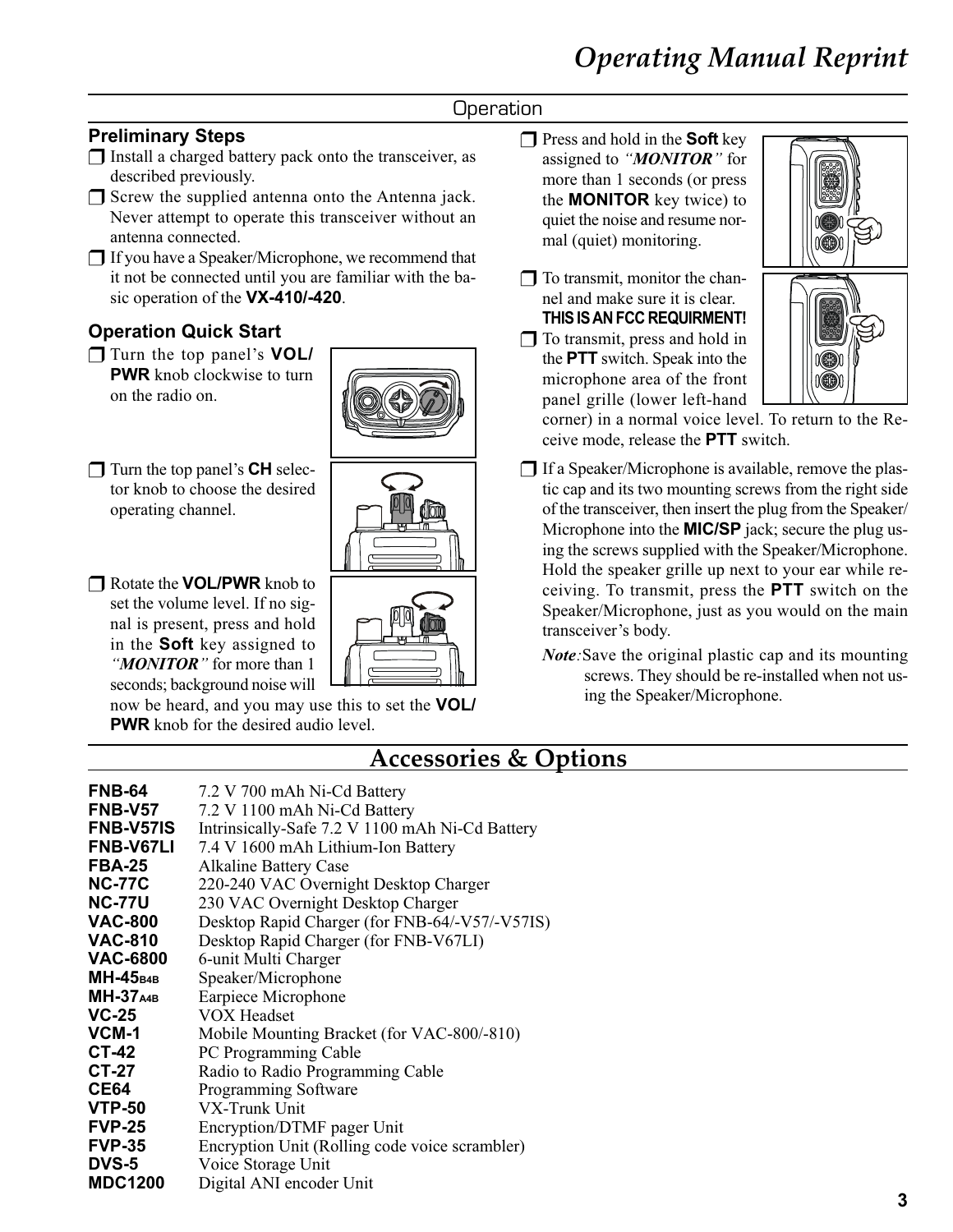## Operation

### Preliminary Steps

- Install a charged battery pack onto the transceiver, as described previously.
- Screw the supplied antenna onto the Antenna jack. Never attempt to operate this transceiver without an antenna connected.
- If you have a Speaker/Microphone, we recommend that it not be connected until you are familiar with the basic operation of the **VX-410/-420**.

### Operation Quick Start

- Turn the top panel's **VOL/PWR** knob clockwise to turn on the radio on.
- Turn the top panel's **CH** selector knob to choose the desired operating channel.
- Rotate the **VOL/PWR** knob to set the volume level. If no signal is present, press and hold in the **Soft** key assigned to *"MONITOR"* for more than 1 seconds; background noise will now be heard, and you may use this to set the **VOL/PWR** knob for the desired audio level.
- Press and hold in the **Soft** key assigned to *"MONITOR"* for more than 1 seconds (or press the **MONITOR** key twice) to quiet the noise and resume normal (quiet) monitoring.
- To transmit, monitor the channel and make sure it is clear. **THIS IS AN FCC REQUIRMENT!**
- To transmit, press and hold in the **PTT** switch. Speak into the microphone area of the front panel grille (lower left-hand corner) in a normal voice level. To return to the Receive mode, release the **PTT** switch.
- If a Speaker/Microphone is available, remove the plastic cap and its two mounting screws from the right side of the transceiver, then insert the plug from the Speaker/Microphone into the **MIC/SP** jack; secure the plug using the screws supplied with the Speaker/Microphone. Hold the speaker grille up next to your ear while receiving. To transmit, press the **PTT** switch on the Speaker/Microphone, just as you would on the main transceiver's body.

  *Note*: Save the original plastic cap and its mounting screws. They should be re-installed when not using the Speaker/Microphone.

## Accessories & Options

| | |
|---|---|
| **FNB-64** | 7.2 V 700 mAh Ni-Cd Battery |
| **FNB-V57** | 7.2 V 1100 mAh Ni-Cd Battery |
| **FNB-V57IS** | Intrinsically-Safe 7.2 V 1100 mAh Ni-Cd Battery |
| **FNB-V67LI** | 7.4 V 1600 mAh Lithium-Ion Battery |
| **FBA-25** | Alkaline Battery Case |
| **NC-77C** | 220-240 VAC Overnight Desktop Charger |
| **NC-77U** | 230 VAC Overnight Desktop Charger |
| **VAC-800** | Desktop Rapid Charger (for FNB-64/-V57/-V57IS) |
| **VAC-810** | Desktop Rapid Charger (for FNB-V67LI) |
| **VAC-6800** | 6-unit Multi Charger |
| **MH-45B4B** | Speaker/Microphone |
| **MH-37A4B** | Earpiece Microphone |
| **VC-25** | VOX Headset |
| **VCM-1** | Mobile Mounting Bracket (for VAC-800/-810) |
| **CT-42** | PC Programming Cable |
| **CT-27** | Radio to Radio Programming Cable |
| **CE64** | Programming Software |
| **VTP-50** | VX-Trunk Unit |
| **FVP-25** | Encryption/DTMF pager Unit |
| **FVP-35** | Encryption Unit (Rolling code voice scrambler) |
| **DVS-5** | Voice Storage Unit |
| **MDC1200** | Digital ANI encoder Unit |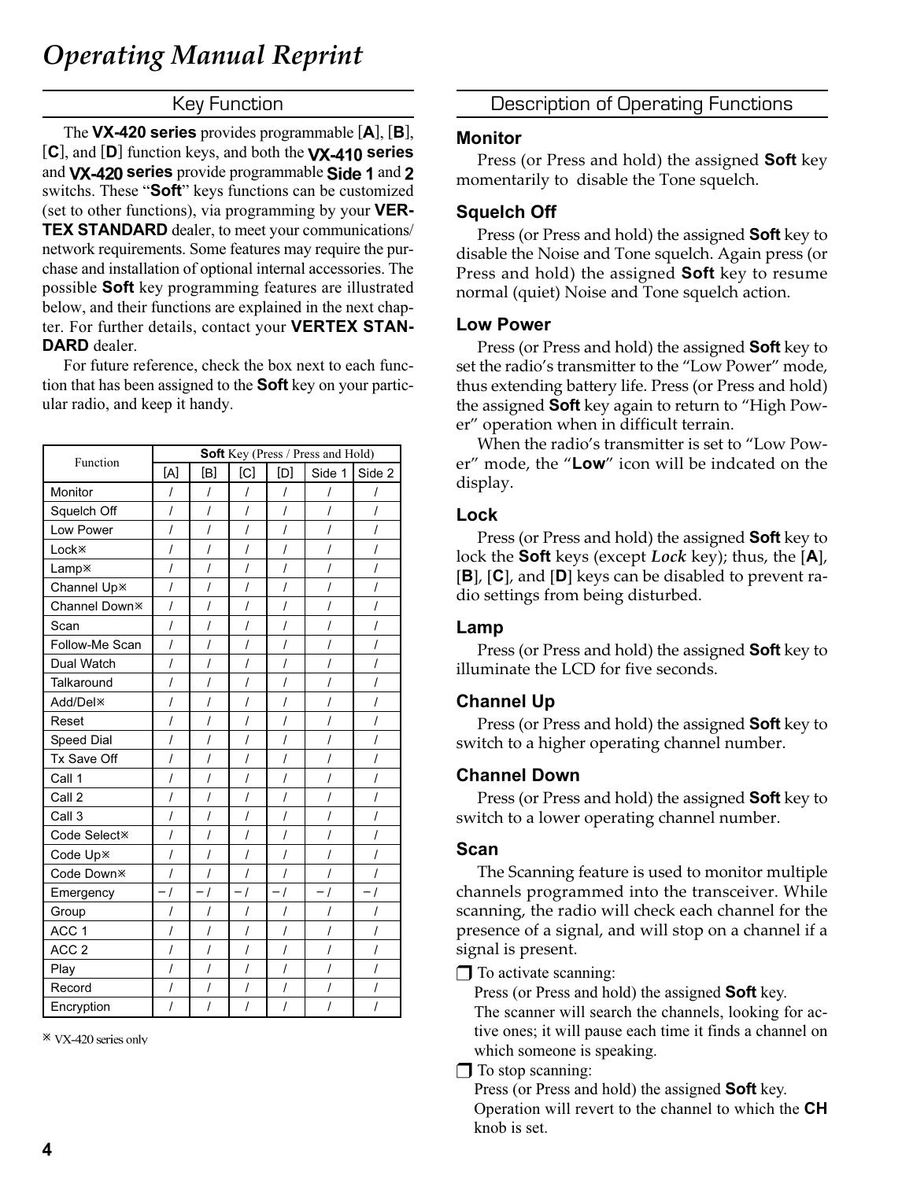# Operating Manual Reprint

## Key Function

The **VX-420 series** provides programmable [**A**], [**B**], [**C**], and [**D**] function keys, and both the **VX-410 series** and **VX-420 series** provide programmable **Side 1** and **2** switchs. These "**Soft**" keys functions can be customized (set to other functions), via programming by your **VERTEX STANDARD** dealer, to meet your communications/ network requirements. Some features may require the purchase and installation of optional internal accessories. The possible **Soft** key programming features are illustrated below, and their functions are explained in the next chapter. For further details, contact your **VERTEX STANDARD** dealer.

For future reference, check the box next to each function that has been assigned to the **Soft** key on your particular radio, and keep it handy.

| Function | **Soft** Key (Press / Press and Hold) | | | | | |
|---|---|---|---|---|---|---|
| | [A] | [B] | [C] | [D] | Side 1 | Side 2 |
| Monitor | / | / | / | / | / | / |
| Squelch Off | / | / | / | / | / | / |
| Low Power | / | / | / | / | / | / |
| Lock※ | / | / | / | / | / | / |
| Lamp※ | / | / | / | / | / | / |
| Channel Up※ | / | / | / | / | / | / |
| Channel Down※ | / | / | / | / | / | / |
| Scan | / | / | / | / | / | / |
| Follow-Me Scan | / | / | / | / | / | / |
| Dual Watch | / | / | / | / | / | / |
| Talkaround | / | / | / | / | / | / |
| Add/Del※ | / | / | / | / | / | / |
| Reset | / | / | / | / | / | / |
| Speed Dial | / | / | / | / | / | / |
| Tx Save Off | / | / | / | / | / | / |
| Call 1 | / | / | / | / | / | / |
| Call 2 | / | / | / | / | / | / |
| Call 3 | / | / | / | / | / | / |
| Code Select※ | / | / | / | / | / | / |
| Code Up※ | / | / | / | / | / | / |
| Code Down※ | / | / | / | / | / | / |
| Emergency | – / | – / | – / | – / | – / | – / |
| Group | / | / | / | / | / | / |
| ACC 1 | / | / | / | / | / | / |
| ACC 2 | / | / | / | / | / | / |
| Play | / | / | / | / | / | / |
| Record | / | / | / | / | / | / |
| Encryption | / | / | / | / | / | / |

※ VX-420 series only

## Description of Operating Functions

### Monitor

Press (or Press and hold) the assigned **Soft** key momentarily to disable the Tone squelch.

### Squelch Off

Press (or Press and hold) the assigned **Soft** key to disable the Noise and Tone squelch. Again press (or Press and hold) the assigned **Soft** key to resume normal (quiet) Noise and Tone squelch action.

### Low Power

Press (or Press and hold) the assigned **Soft** key to set the radio's transmitter to the "Low Power" mode, thus extending battery life. Press (or Press and hold) the assigned **Soft** key again to return to "High Power" operation when in difficult terrain.

When the radio's transmitter is set to "Low Power" mode, the "**Low**" icon will be indcated on the display.

### Lock

Press (or Press and hold) the assigned **Soft** key to lock the **Soft** keys (except ***Lock*** key); thus, the [**A**], [**B**], [**C**], and [**D**] keys can be disabled to prevent radio settings from being disturbed.

### Lamp

Press (or Press and hold) the assigned **Soft** key to illuminate the LCD for five seconds.

### Channel Up

Press (or Press and hold) the assigned **Soft** key to switch to a higher operating channel number.

### Channel Down

Press (or Press and hold) the assigned **Soft** key to switch to a lower operating channel number.

### Scan

The Scanning feature is used to monitor multiple channels programmed into the transceiver. While scanning, the radio will check each channel for the presence of a signal, and will stop on a channel if a signal is present.

❒ To activate scanning:
Press (or Press and hold) the assigned **Soft** key.
The scanner will search the channels, looking for active ones; it will pause each time it finds a channel on which someone is speaking.

❒ To stop scanning:
Press (or Press and hold) the assigned **Soft** key.
Operation will revert to the channel to which the **CH** knob is set.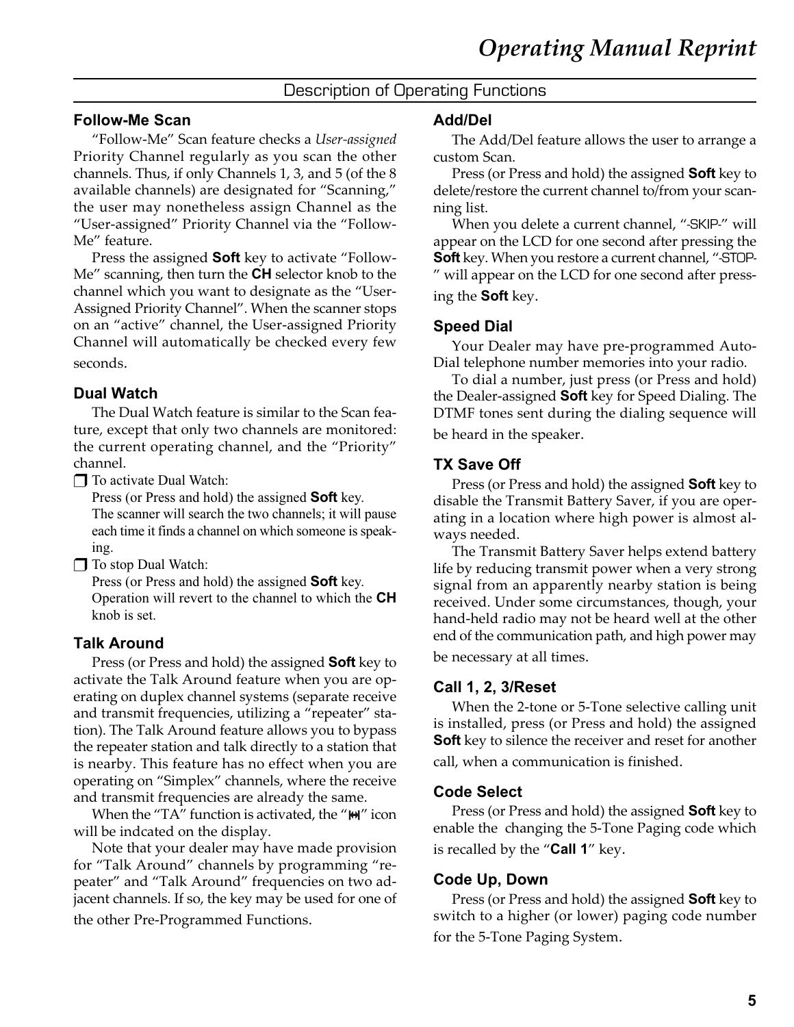## Description of Operating Functions

### Follow-Me Scan

"Follow-Me" Scan feature checks a *User-assigned* Priority Channel regularly as you scan the other channels. Thus, if only Channels 1, 3, and 5 (of the 8 available channels) are designated for "Scanning," the user may nonetheless assign Channel as the "User-assigned" Priority Channel via the "Follow-Me" feature.

Press the assigned **Soft** key to activate "Follow-Me" scanning, then turn the **CH** selector knob to the channel which you want to designate as the "User-Assigned Priority Channel". When the scanner stops on an "active" channel, the User-assigned Priority Channel will automatically be checked every few seconds.

### Dual Watch

The Dual Watch feature is similar to the Scan feature, except that only two channels are monitored: the current operating channel, and the "Priority" channel.

- To activate Dual Watch:
  Press (or Press and hold) the assigned **Soft** key.
  The scanner will search the two channels; it will pause each time it finds a channel on which someone is speaking.
- To stop Dual Watch:
  Press (or Press and hold) the assigned **Soft** key.
  Operation will revert to the channel to which the **CH** knob is set.

### Talk Around

Press (or Press and hold) the assigned **Soft** key to activate the Talk Around feature when you are operating on duplex channel systems (separate receive and transmit frequencies, utilizing a "repeater" station). The Talk Around feature allows you to bypass the repeater station and talk directly to a station that is nearby. This feature has no effect when you are operating on "Simplex" channels, where the receive and transmit frequencies are already the same.

When the "TA" function is activated, the "⇹" icon will be indcated on the display.

Note that your dealer may have made provision for "Talk Around" channels by programming "repeater" and "Talk Around" frequencies on two adjacent channels. If so, the key may be used for one of the other Pre-Programmed Functions.

### Add/Del

The Add/Del feature allows the user to arrange a custom Scan.

Press (or Press and hold) the assigned **Soft** key to delete/restore the current channel to/from your scanning list.

When you delete a current channel, "-SKIP-" will appear on the LCD for one second after pressing the **Soft** key. When you restore a current channel, "-STOP-" will appear on the LCD for one second after pressing the **Soft** key.

### Speed Dial

Your Dealer may have pre-programmed Auto-Dial telephone number memories into your radio.

To dial a number, just press (or Press and hold) the Dealer-assigned **Soft** key for Speed Dialing. The DTMF tones sent during the dialing sequence will be heard in the speaker.

### TX Save Off

Press (or Press and hold) the assigned **Soft** key to disable the Transmit Battery Saver, if you are operating in a location where high power is almost always needed.

The Transmit Battery Saver helps extend battery life by reducing transmit power when a very strong signal from an apparently nearby station is being received. Under some circumstances, though, your hand-held radio may not be heard well at the other end of the communication path, and high power may be necessary at all times.

### Call 1, 2, 3/Reset

When the 2-tone or 5-Tone selective calling unit is installed, press (or Press and hold) the assigned **Soft** key to silence the receiver and reset for another call, when a communication is finished.

### Code Select

Press (or Press and hold) the assigned **Soft** key to enable the changing the 5-Tone Paging code which is recalled by the "**Call 1**" key.

### Code Up, Down

Press (or Press and hold) the assigned **Soft** key to switch to a higher (or lower) paging code number for the 5-Tone Paging System.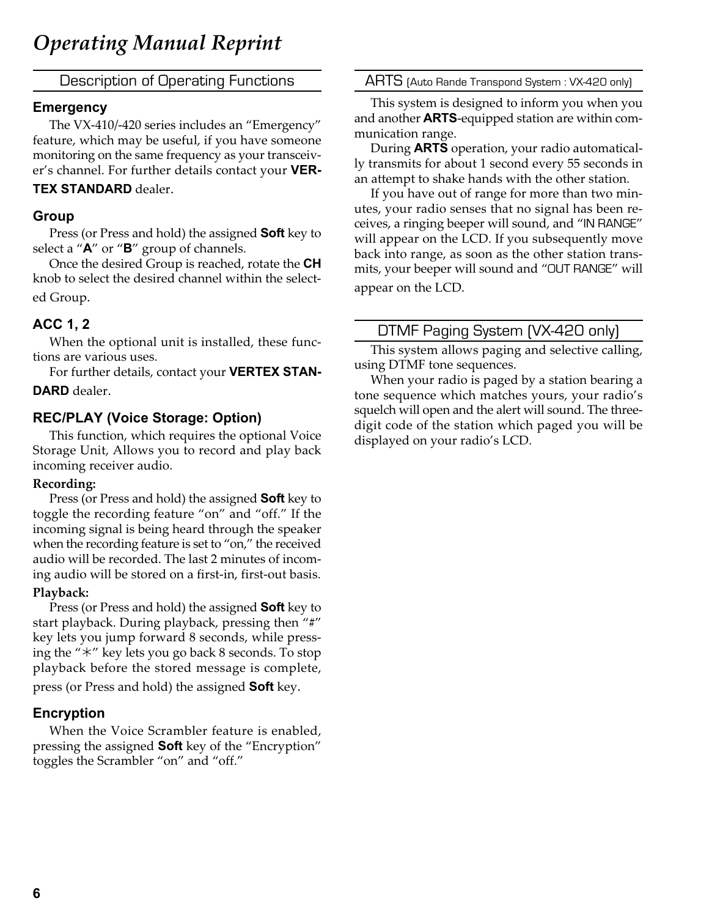# Operating Manual Reprint

## Description of Operating Functions

### Emergency

The VX-410/-420 series includes an "Emergency" feature, which may be useful, if you have someone monitoring on the same frequency as your transceiver's channel. For further details contact your **VERTEX STANDARD** dealer.

### Group

Press (or Press and hold) the assigned **Soft** key to select a "**A**" or "**B**" group of channels.

Once the desired Group is reached, rotate the **CH** knob to select the desired channel within the selected Group.

### ACC 1, 2

When the optional unit is installed, these functions are various uses.

For further details, contact your **VERTEX STANDARD** dealer.

### REC/PLAY (Voice Storage: Option)

This function, which requires the optional Voice Storage Unit, Allows you to record and play back incoming receiver audio.

**Recording:**

Press (or Press and hold) the assigned **Soft** key to toggle the recording feature "on" and "off." If the incoming signal is being heard through the speaker when the recording feature is set to "on," the received audio will be recorded. The last 2 minutes of incoming audio will be stored on a first-in, first-out basis.

**Playback:**

Press (or Press and hold) the assigned **Soft** key to start playback. During playback, pressing then "#" key lets you jump forward 8 seconds, while pressing the "∗" key lets you go back 8 seconds. To stop playback before the stored message is complete, press (or Press and hold) the assigned **Soft** key.

### Encryption

When the Voice Scrambler feature is enabled, pressing the assigned **Soft** key of the "Encryption" toggles the Scrambler "on" and "off."

## ARTS (Auto Rande Transpond System : VX-420 only)

This system is designed to inform you when you and another **ARTS**-equipped station are within communication range.

During **ARTS** operation, your radio automatically transmits for about 1 second every 55 seconds in an attempt to shake hands with the other station.

If you have out of range for more than two minutes, your radio senses that no signal has been receives, a ringing beeper will sound, and "IN RANGE" will appear on the LCD. If you subsequently move back into range, as soon as the other station transmits, your beeper will sound and "OUT RANGE" will appear on the LCD.

## DTMF Paging System (VX-420 only)

This system allows paging and selective calling, using DTMF tone sequences.

When your radio is paged by a station bearing a tone sequence which matches yours, your radio's squelch will open and the alert will sound. The three-digit code of the station which paged you will be displayed on your radio's LCD.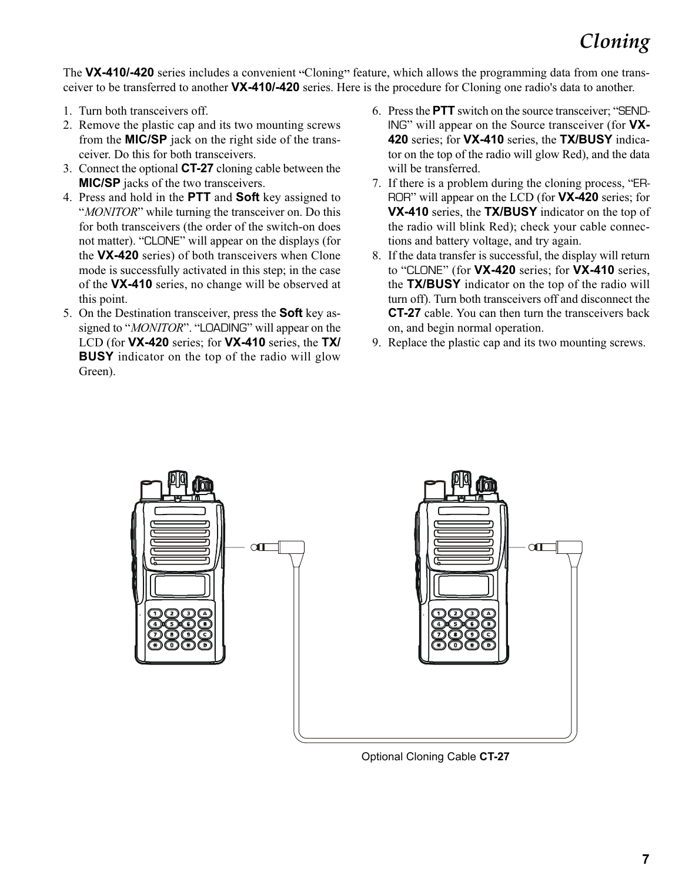# Cloning

The **VX-410/-420** series includes a convenient "Cloning" feature, which allows the programming data from one transceiver to be transferred to another **VX-410/-420** series. Here is the procedure for Cloning one radio's data to another.

1. Turn both transceivers off.
2. Remove the plastic cap and its two mounting screws from the **MIC/SP** jack on the right side of the transceiver. Do this for both transceivers.
3. Connect the optional **CT-27** cloning cable between the **MIC/SP** jacks of the two transceivers.
4. Press and hold in the **PTT** and **Soft** key assigned to "*MONITOR*" while turning the transceiver on. Do this for both transceivers (the order of the switch-on does not matter). "CLONE" will appear on the displays (for the **VX-420** series) of both transceivers when Clone mode is successfully activated in this step; in the case of the **VX-410** series, no change will be observed at this point.
5. On the Destination transceiver, press the **Soft** key assigned to "*MONITOR*". "LOADING" will appear on the LCD (for **VX-420** series; for **VX-410** series, the **TX/BUSY** indicator on the top of the radio will glow Green).
6. Press the **PTT** switch on the source transceiver; "SENDING" will appear on the Source transceiver (for **VX-420** series; for **VX-410** series, the **TX/BUSY** indicator on the top of the radio will glow Red), and the data will be transferred.
7. If there is a problem during the cloning process, "ERROR" will appear on the LCD (for **VX-420** series; for **VX-410** series, the **TX/BUSY** indicator on the top of the radio will blink Red); check your cable connections and battery voltage, and try again.
8. If the data transfer is successful, the display will return to "CLONE" (for **VX-420** series; for **VX-410** series, the **TX/BUSY** indicator on the top of the radio will turn off). Turn both transceivers off and disconnect the **CT-27** cable. You can then turn the transceivers back on, and begin normal operation.
9. Replace the plastic cap and its two mounting screws.

Optional Cloning Cable **CT-27**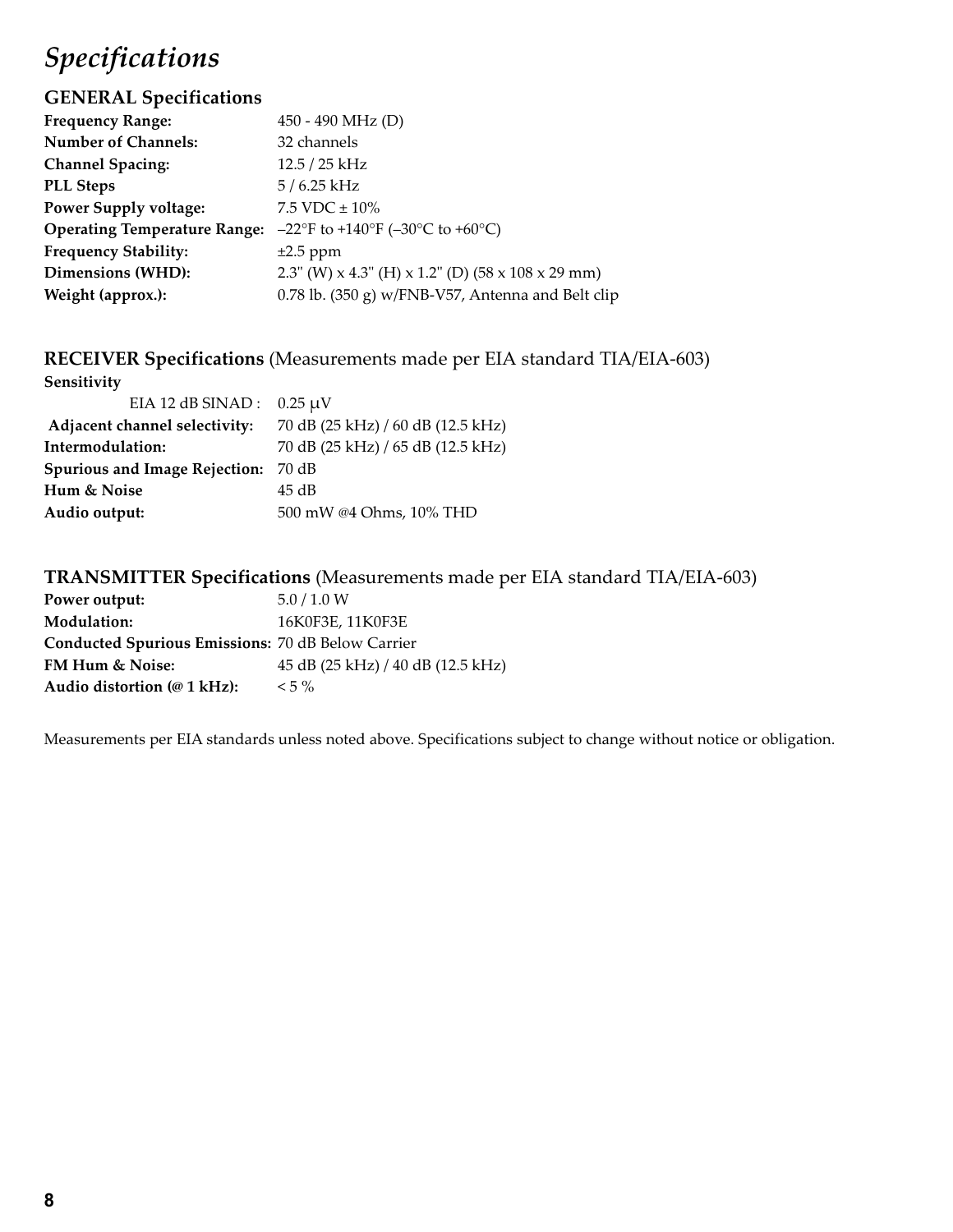# *Specifications*

## GENERAL Specifications

| | |
|---|---|
| **Frequency Range:** | 450 - 490 MHz (D) |
| **Number of Channels:** | 32 channels |
| **Channel Spacing:** | 12.5 / 25 kHz |
| **PLL Steps** | 5 / 6.25 kHz |
| **Power Supply voltage:** | 7.5 VDC ± 10% |
| **Operating Temperature Range:** | –22°F to +140°F (–30°C to +60°C) |
| **Frequency Stability:** | ±2.5 ppm |
| **Dimensions (WHD):** | 2.3" (W) x 4.3" (H) x 1.2" (D) (58 x 108 x 29 mm) |
| **Weight (approx.):** | 0.78 lb. (350 g) w/FNB-V57, Antenna and Belt clip |

## RECEIVER Specifications (Measurements made per EIA standard TIA/EIA-603)

| | |
|---|---|
| **Sensitivity** | |
| EIA 12 dB SINAD : | 0.25 μV |
| **Adjacent channel selectivity:** | 70 dB (25 kHz) / 60 dB (12.5 kHz) |
| **Intermodulation:** | 70 dB (25 kHz) / 65 dB (12.5 kHz) |
| **Spurious and Image Rejection:** | 70 dB |
| **Hum & Noise** | 45 dB |
| **Audio output:** | 500 mW @4 Ohms, 10% THD |

## TRANSMITTER Specifications (Measurements made per EIA standard TIA/EIA-603)

| | |
|---|---|
| **Power output:** | 5.0 / 1.0 W |
| **Modulation:** | 16K0F3E, 11K0F3E |
| **Conducted Spurious Emissions:** | 70 dB Below Carrier |
| **FM Hum & Noise:** | 45 dB (25 kHz) / 40 dB (12.5 kHz) |
| **Audio distortion (@ 1 kHz):** | < 5 % |

Measurements per EIA standards unless noted above. Specifications subject to change without notice or obligation.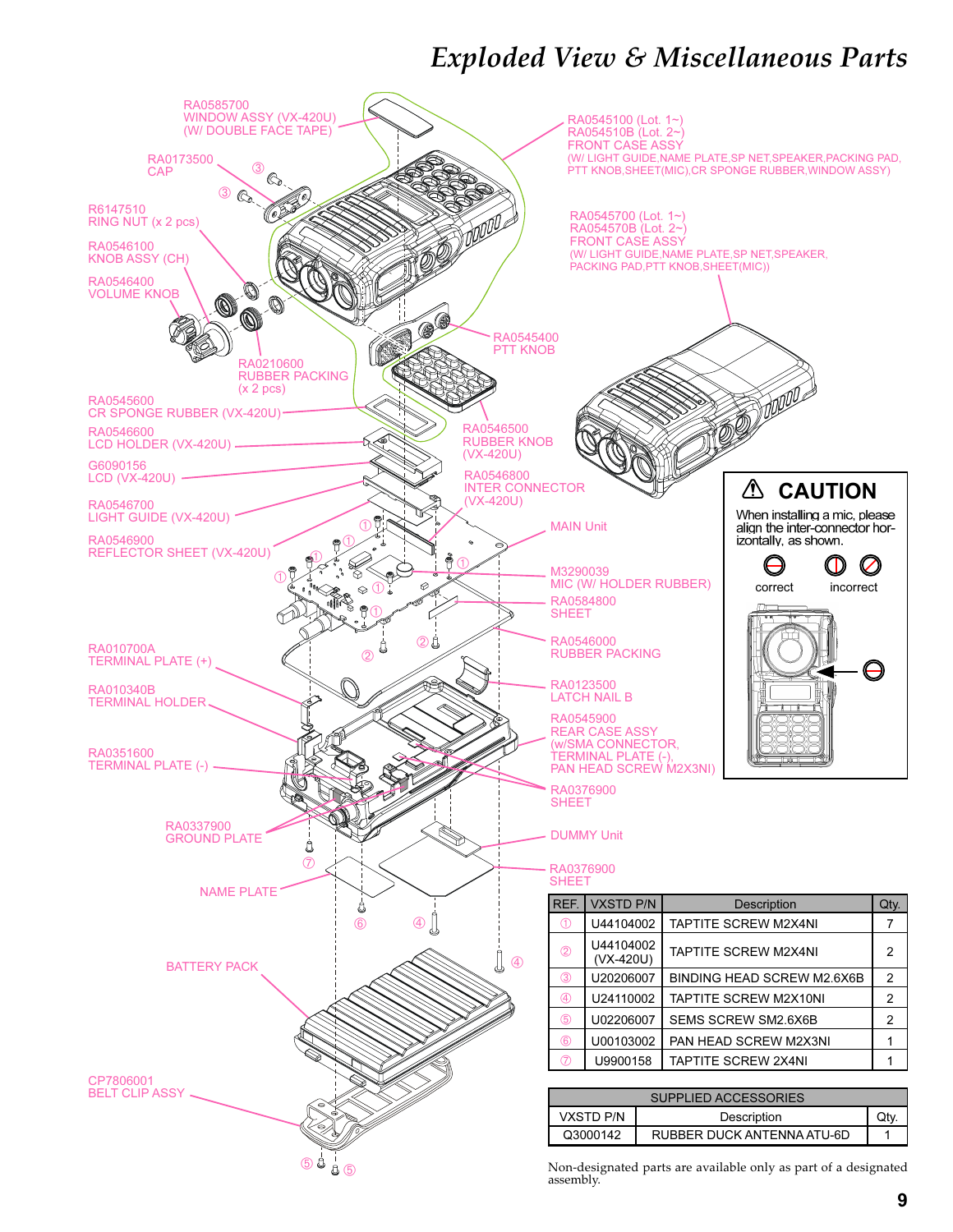# Exploded View & Miscellaneous Parts

RA0585700
WINDOW ASSY (VX-420U)
(W/ DOUBLE FACE TAPE)

RA0173500
CAP

R6147510
RING NUT (x 2 pcs)

RA0546100
KNOB ASSY (CH)

RA0546400
VOLUME KNOB

RA0210600
RUBBER PACKING
(x 2 pcs)

RA0545600
CR SPONGE RUBBER (VX-420U)

RA0546600
LCD HOLDER (VX-420U)

G6090156
LCD (VX-420U)

RA0546700
LIGHT GUIDE (VX-420U)

RA0546900
REFLECTOR SHEET (VX-420U)

RA010700A
TERMINAL PLATE (+)

RA010340B
TERMINAL HOLDER

RA0351600
TERMINAL PLATE (-)

RA0337900
GROUND PLATE

NAME PLATE

BATTERY PACK

CP7806001
BELT CLIP ASSY

RA0545100 (Lot. 1~)
RA054510B (Lot. 2~)
FRONT CASE ASSY
(W/ LIGHT GUIDE,NAME PLATE,SP NET,SPEAKER,PACKING PAD, PTT KNOB,SHEET(MIC),CR SPONGE RUBBER,WINDOW ASSY)

RA0545700 (Lot. 1~)
RA054570B (Lot. 2~)
FRONT CASE ASSY
(W/ LIGHT GUIDE,NAME PLATE,SP NET,SPEAKER, PACKING PAD,PTT KNOB,SHEET(MIC))

RA0545400
PTT KNOB

RA0546500
RUBBER KNOB
(VX-420U)

RA0546800
INTER CONNECTOR
(VX-420U)

MAIN Unit

M3290039
MIC (W/ HOLDER RUBBER)

RA0584800
SHEET

RA0546000
RUBBER PACKING

RA0123500
LATCH NAIL B

RA0545900
REAR CASE ASSY
(w/SMA CONNECTOR,
TERMINAL PLATE (-),
PAN HEAD SCREW M2X3NI)

RA0376900
SHEET

DUMMY Unit

RA0376900
SHEET

**⚠ CAUTION**

When installing a mic, please align the inter-connector horizontally, as shown.

correct　　incorrect

| REF. | VXSTD P/N | Description | Qty. |
|---|---|---|---|
| ① | U44104002 | TAPTITE SCREW M2X4NI | 7 |
| ② | U44104002 (VX-420U) | TAPTITE SCREW M2X4NI | 2 |
| ③ | U20206007 | BINDING HEAD SCREW M2.6X6B | 2 |
| ④ | U24110002 | TAPTITE SCREW M2X10NI | 2 |
| ⑤ | U02206007 | SEMS SCREW SM2.6X6B | 2 |
| ⑥ | U00103002 | PAN HEAD SCREW M2X3NI | 1 |
| ⑦ | U9900158 | TAPTITE SCREW 2X4NI | 1 |

| SUPPLIED ACCESSORIES | | |
|---|---|---|
| VXSTD P/N | Description | Qty. |
| Q3000142 | RUBBER DUCK ANTENNA ATU-6D | 1 |

Non-designated parts are available only as part of a designated assembly.